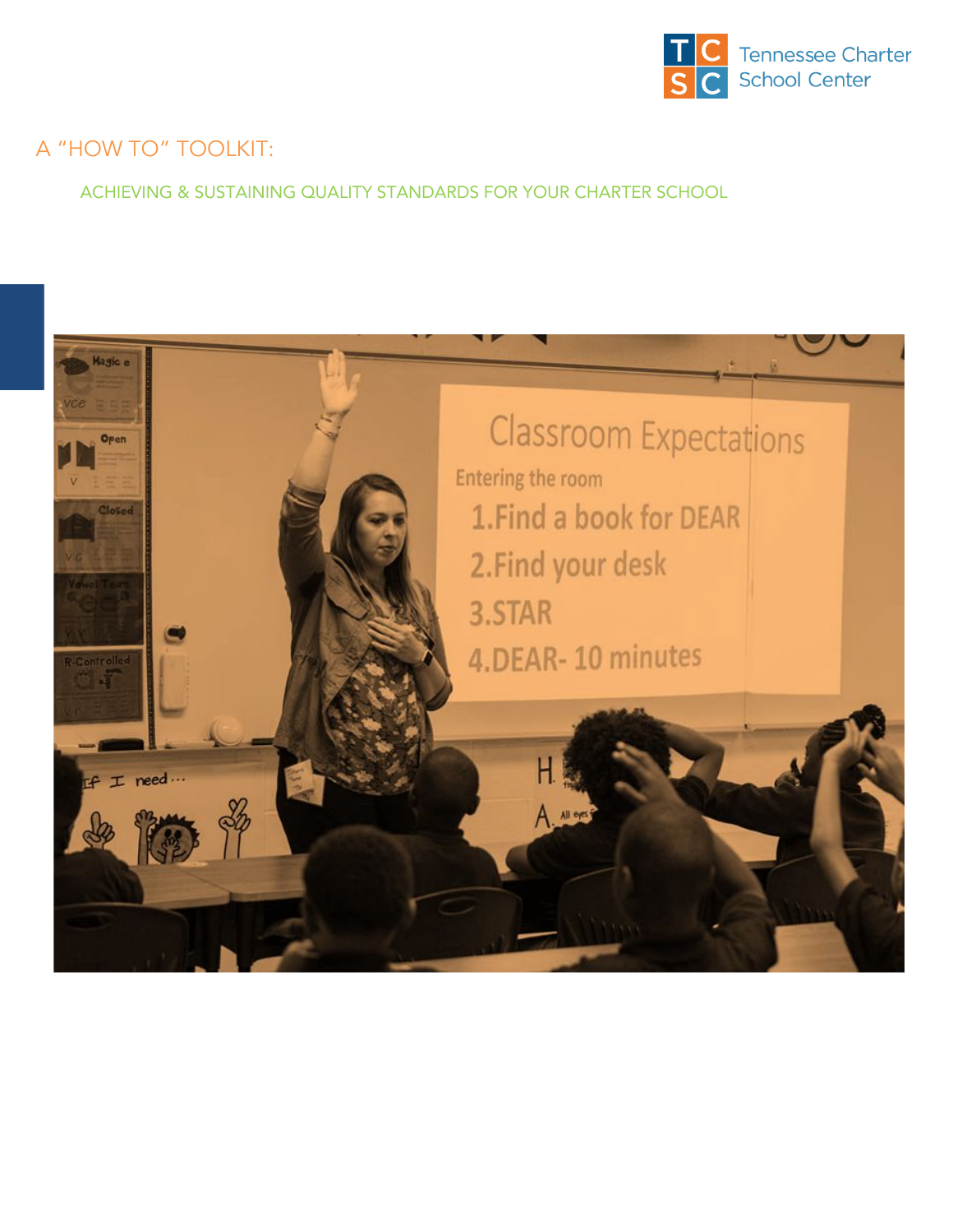Tennessee Charter School Center

# A "HOW TO" TOOLKIT:

## ACHIEVING & SUSTAINING QUALITY STANDARDS FOR YOUR CHARTER SCHOOL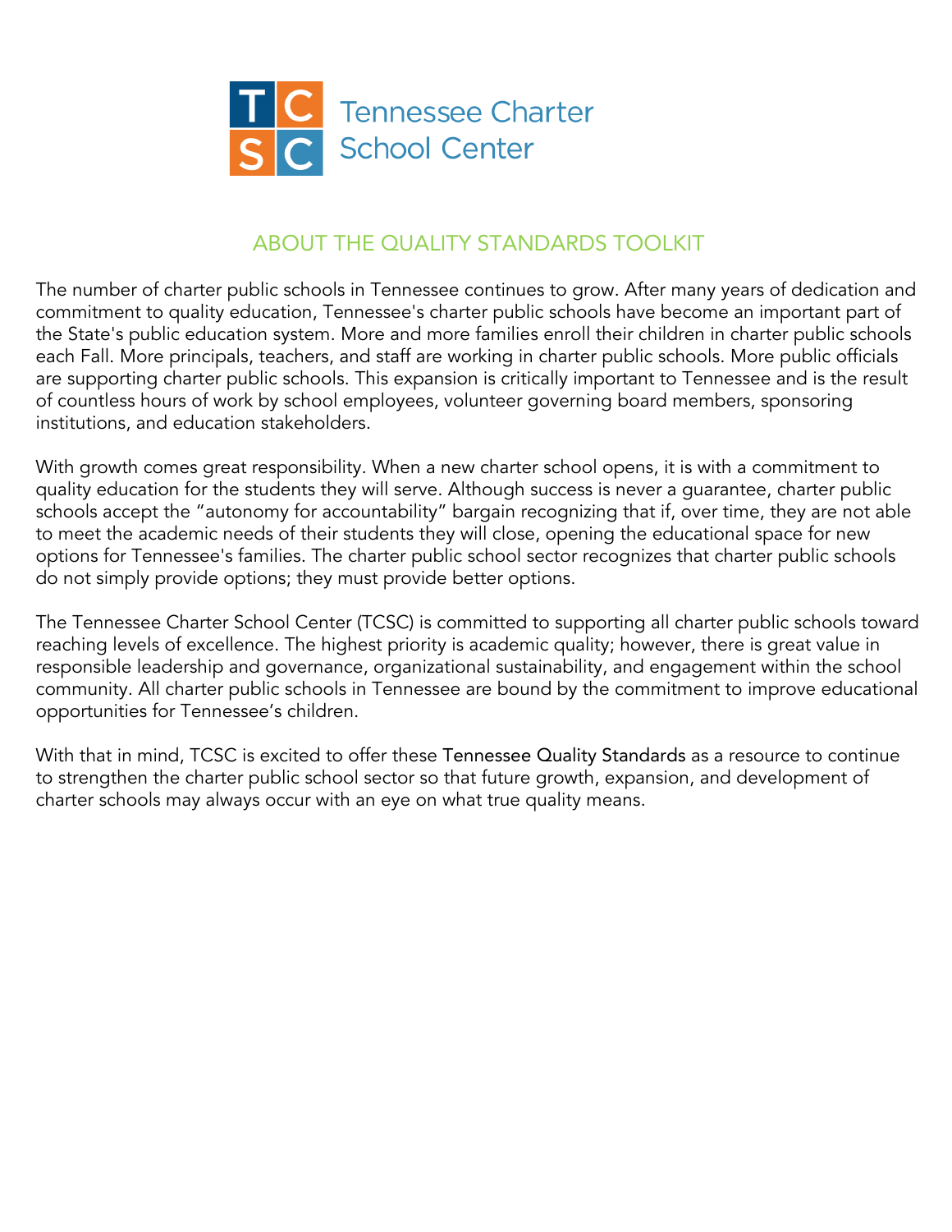Tennessee Charter School Center

## ABOUT THE QUALITY STANDARDS TOOLKIT

The number of charter public schools in Tennessee continues to grow. After many years of dedication and commitment to quality education, Tennessee's charter public schools have become an important part of the State's public education system. More and more families enroll their children in charter public schools each Fall. More principals, teachers, and staff are working in charter public schools. More public officials are supporting charter public schools. This expansion is critically important to Tennessee and is the result of countless hours of work by school employees, volunteer governing board members, sponsoring institutions, and education stakeholders.

With growth comes great responsibility. When a new charter school opens, it is with a commitment to quality education for the students they will serve. Although success is never a guarantee, charter public schools accept the "autonomy for accountability" bargain recognizing that if, over time, they are not able to meet the academic needs of their students they will close, opening the educational space for new options for Tennessee's families. The charter public school sector recognizes that charter public schools do not simply provide options; they must provide better options.

The Tennessee Charter School Center (TCSC) is committed to supporting all charter public schools toward reaching levels of excellence. The highest priority is academic quality; however, there is great value in responsible leadership and governance, organizational sustainability, and engagement within the school community. All charter public schools in Tennessee are bound by the commitment to improve educational opportunities for Tennessee's children.

With that in mind, TCSC is excited to offer these Tennessee Quality Standards as a resource to continue to strengthen the charter public school sector so that future growth, expansion, and development of charter schools may always occur with an eye on what true quality means.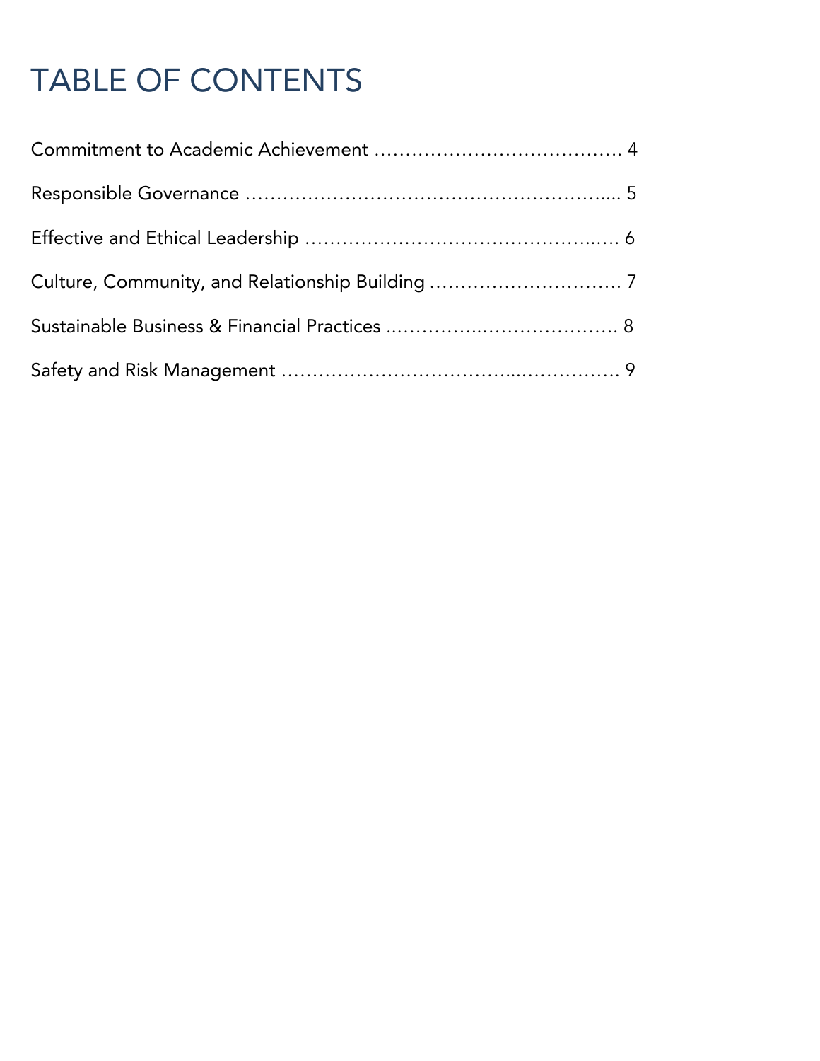# TABLE OF CONTENTS

Commitment to Academic Achievement ………………………………… 4

Responsible Governance …………………………………………….... 5

Effective and Ethical Leadership ……………………………………….…. 6

Culture, Community, and Relationship Building ……………………….. 7

Sustainable Business & Financial Practices ..………………..…………………. 8

Safety and Risk Management ………………………………..……………. 9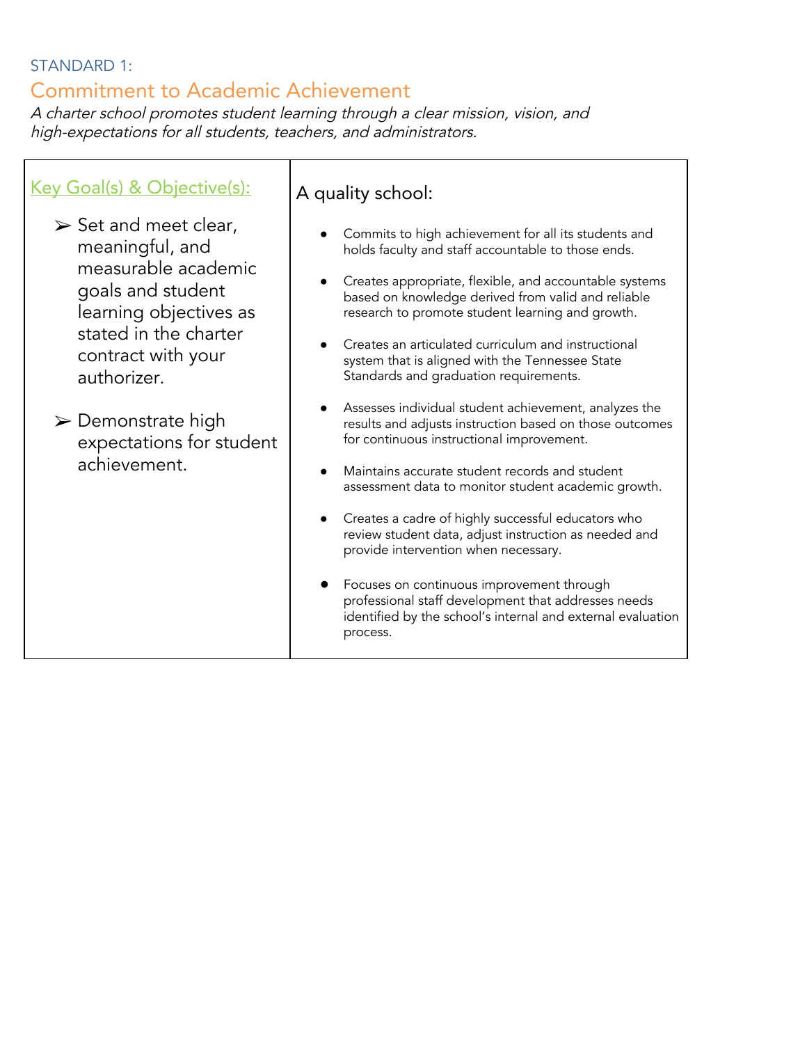STANDARD 1:

## Commitment to Academic Achievement

*A charter school promotes student learning through a clear mission, vision, and high-expectations for all students, teachers, and administrators.*

| Key Goal(s) & Objective(s): | A quality school: |
|---|---|
| ➢ Set and meet clear, meaningful, and measurable academic goals and student learning objectives as stated in the charter contract with your authorizer.<br><br>➢ Demonstrate high expectations for student achievement. | • Commits to high achievement for all its students and holds faculty and staff accountable to those ends.<br><br>• Creates appropriate, flexible, and accountable systems based on knowledge derived from valid and reliable research to promote student learning and growth.<br><br>• Creates an articulated curriculum and instructional system that is aligned with the Tennessee State Standards and graduation requirements.<br><br>• Assesses individual student achievement, analyzes the results and adjusts instruction based on those outcomes for continuous instructional improvement.<br><br>• Maintains accurate student records and student assessment data to monitor student academic growth.<br><br>• Creates a cadre of highly successful educators who review student data, adjust instruction as needed and provide intervention when necessary.<br><br>• Focuses on continuous improvement through professional staff development that addresses needs identified by the school's internal and external evaluation process. |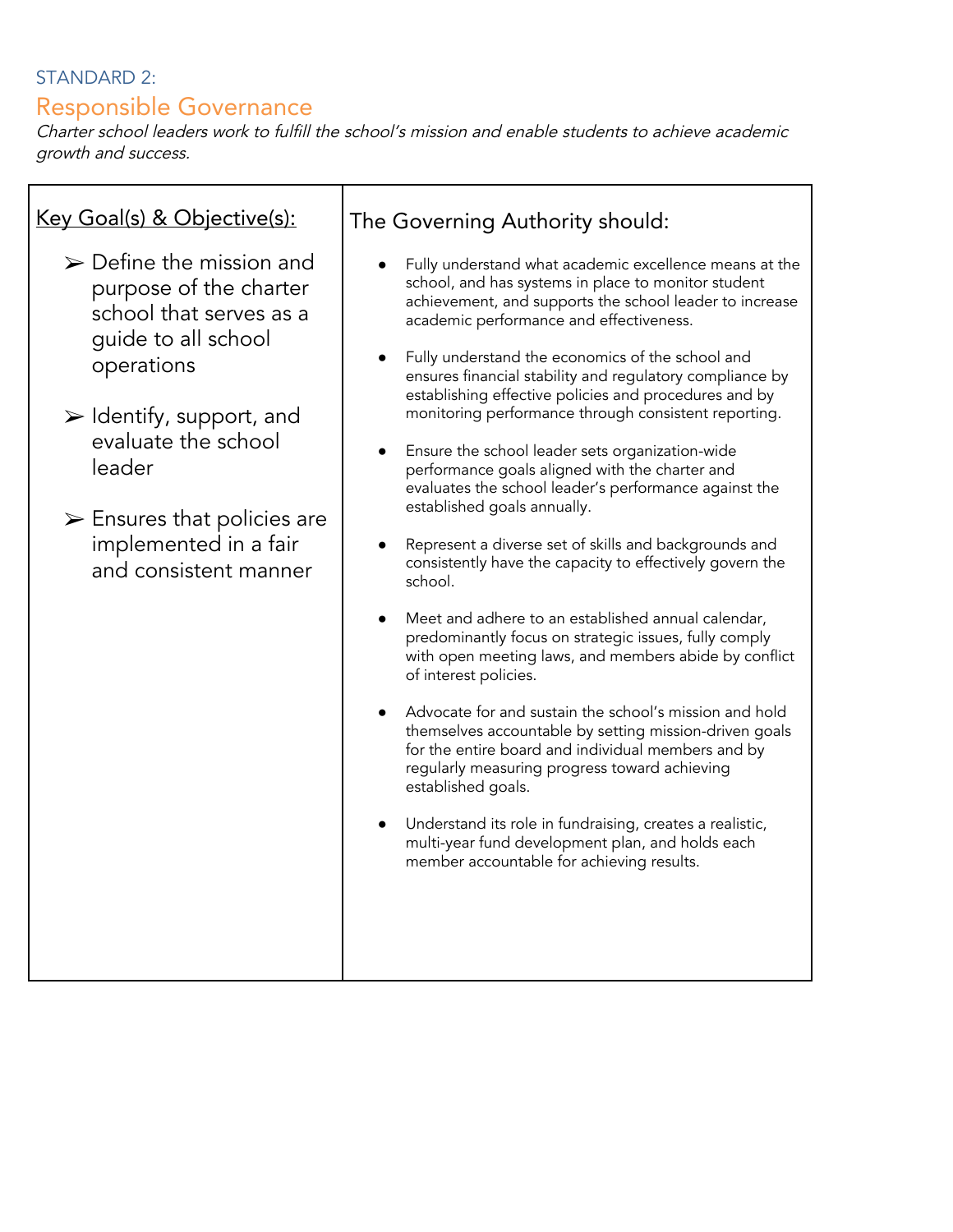STANDARD 2:

## Responsible Governance

*Charter school leaders work to fulfill the school's mission and enable students to achieve academic growth and success.*

| Key Goal(s) & Objective(s): | The Governing Authority should: |
|---|---|
| ➢ Define the mission and purpose of the charter school that serves as a guide to all school operations<br><br>➢ Identify, support, and evaluate the school leader<br><br>➢ Ensures that policies are implemented in a fair and consistent manner | • Fully understand what academic excellence means at the school, and has systems in place to monitor student achievement, and supports the school leader to increase academic performance and effectiveness.<br><br>• Fully understand the economics of the school and ensures financial stability and regulatory compliance by establishing effective policies and procedures and by monitoring performance through consistent reporting.<br><br>• Ensure the school leader sets organization-wide performance goals aligned with the charter and evaluates the school leader's performance against the established goals annually.<br><br>• Represent a diverse set of skills and backgrounds and consistently have the capacity to effectively govern the school.<br><br>• Meet and adhere to an established annual calendar, predominantly focus on strategic issues, fully comply with open meeting laws, and members abide by conflict of interest policies.<br><br>• Advocate for and sustain the school's mission and hold themselves accountable by setting mission-driven goals for the entire board and individual members and by regularly measuring progress toward achieving established goals.<br><br>• Understand its role in fundraising, creates a realistic, multi-year fund development plan, and holds each member accountable for achieving results. |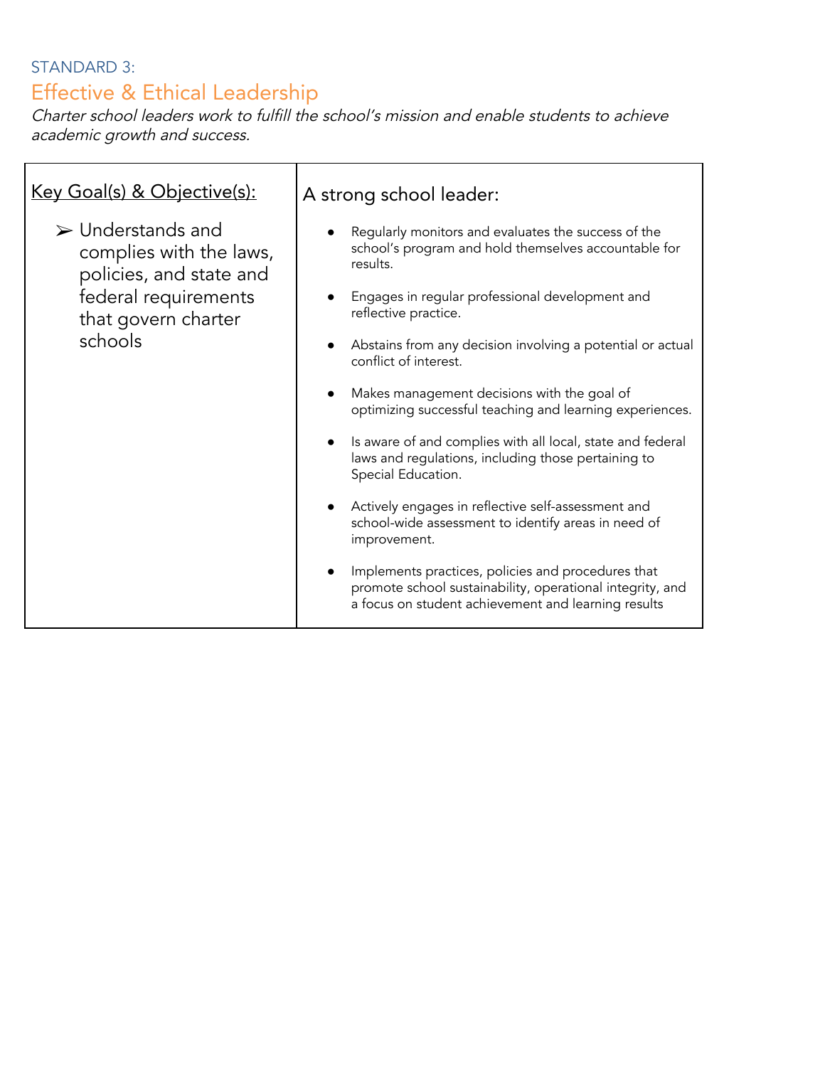STANDARD 3:

## Effective & Ethical Leadership

*Charter school leaders work to fulfill the school's mission and enable students to achieve academic growth and success.*

| Key Goal(s) & Objective(s): | A strong school leader: |
| --- | --- |
| ➢ Understands and complies with the laws, policies, and state and federal requirements that govern charter schools | • Regularly monitors and evaluates the success of the school's program and hold themselves accountable for results.<br><br>• Engages in regular professional development and reflective practice.<br><br>• Abstains from any decision involving a potential or actual conflict of interest.<br><br>• Makes management decisions with the goal of optimizing successful teaching and learning experiences.<br><br>• Is aware of and complies with all local, state and federal laws and regulations, including those pertaining to Special Education.<br><br>• Actively engages in reflective self-assessment and school-wide assessment to identify areas in need of improvement.<br><br>• Implements practices, policies and procedures that promote school sustainability, operational integrity, and a focus on student achievement and learning results |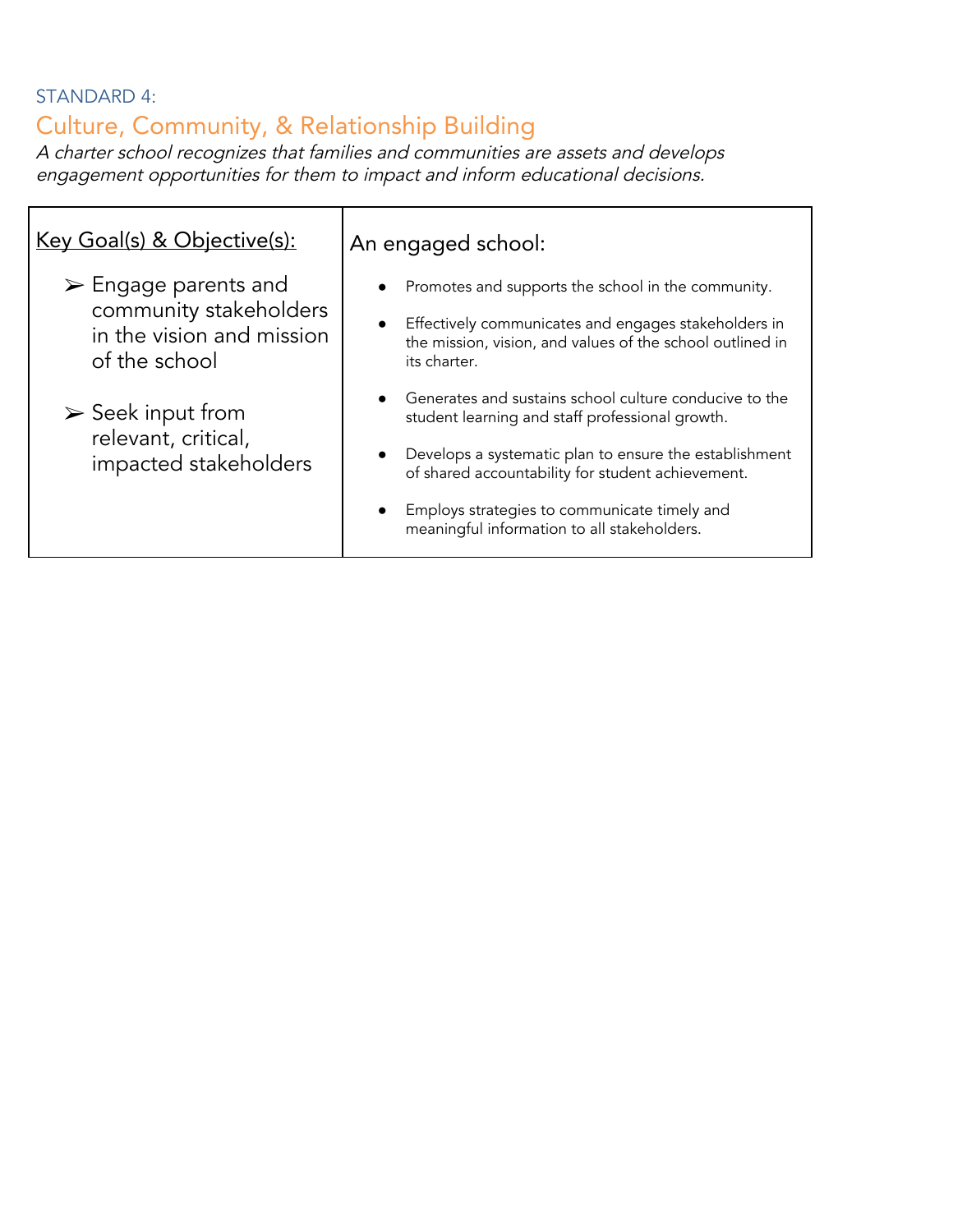STANDARD 4:

## Culture, Community, & Relationship Building

*A charter school recognizes that families and communities are assets and develops engagement opportunities for them to impact and inform educational decisions.*

| <u>Key Goal(s) & Objective(s):</u> | An engaged school: |
| --- | --- |
| ➢ Engage parents and community stakeholders in the vision and mission of the school<br><br>➢ Seek input from relevant, critical, impacted stakeholders | • Promotes and supports the school in the community.<br><br>• Effectively communicates and engages stakeholders in the mission, vision, and values of the school outlined in its charter.<br><br>• Generates and sustains school culture conducive to the student learning and staff professional growth.<br><br>• Develops a systematic plan to ensure the establishment of shared accountability for student achievement.<br><br>• Employs strategies to communicate timely and meaningful information to all stakeholders. |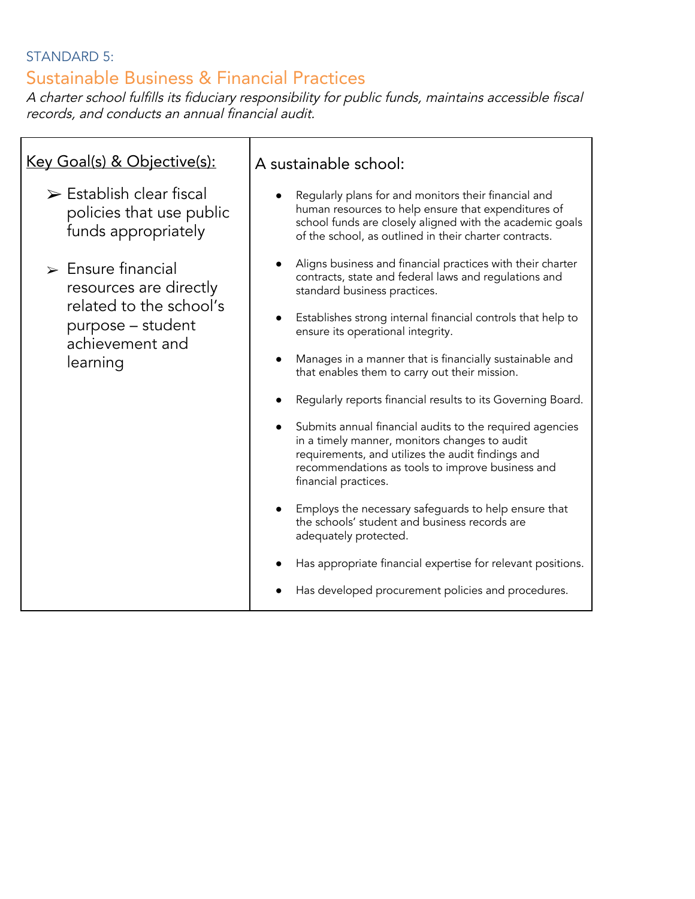STANDARD 5:

## Sustainable Business & Financial Practices

*A charter school fulfills its fiduciary responsibility for public funds, maintains accessible fiscal records, and conducts an annual financial audit.*

| Key Goal(s) & Objective(s): | A sustainable school: |
| --- | --- |
| ➢ Establish clear fiscal policies that use public funds appropriately<br><br>➢ Ensure financial resources are directly related to the school's purpose – student achievement and learning | • Regularly plans for and monitors their financial and human resources to help ensure that expenditures of school funds are closely aligned with the academic goals of the school, as outlined in their charter contracts.<br><br>• Aligns business and financial practices with their charter contracts, state and federal laws and regulations and standard business practices.<br><br>• Establishes strong internal financial controls that help to ensure its operational integrity.<br><br>• Manages in a manner that is financially sustainable and that enables them to carry out their mission.<br><br>• Regularly reports financial results to its Governing Board.<br><br>• Submits annual financial audits to the required agencies in a timely manner, monitors changes to audit requirements, and utilizes the audit findings and recommendations as tools to improve business and financial practices.<br><br>• Employs the necessary safeguards to help ensure that the schools' student and business records are adequately protected.<br><br>• Has appropriate financial expertise for relevant positions.<br><br>• Has developed procurement policies and procedures. |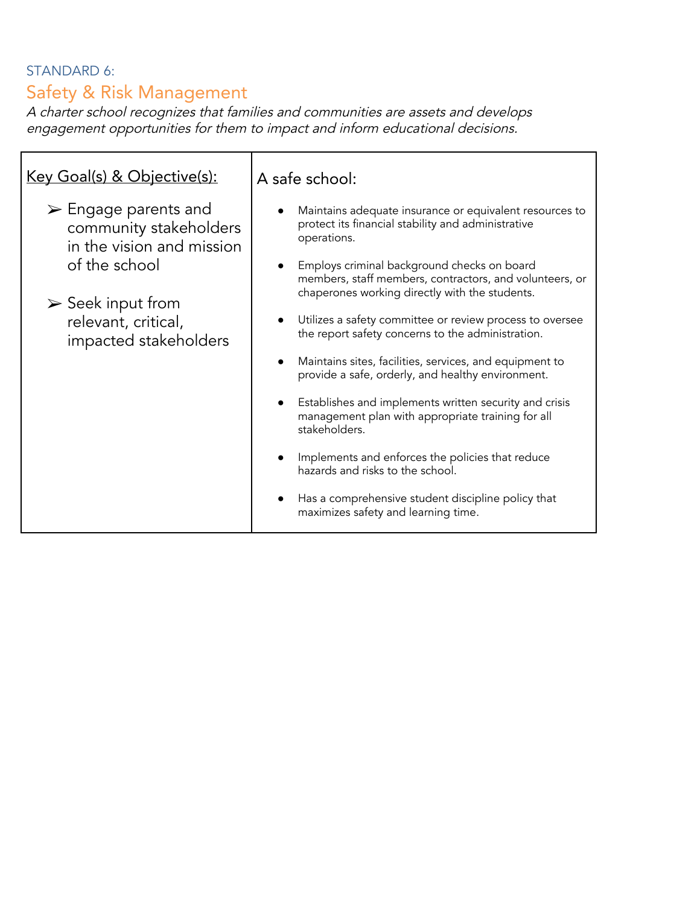STANDARD 6:

## Safety & Risk Management

*A charter school recognizes that families and communities are assets and develops engagement opportunities for them to impact and inform educational decisions.*

| Key Goal(s) & Objective(s): | A safe school: |
|---|---|
| ➢ Engage parents and community stakeholders in the vision and mission of the school<br><br>➢ Seek input from relevant, critical, impacted stakeholders | • Maintains adequate insurance or equivalent resources to protect its financial stability and administrative operations.<br><br>• Employs criminal background checks on board members, staff members, contractors, and volunteers, or chaperones working directly with the students.<br><br>• Utilizes a safety committee or review process to oversee the report safety concerns to the administration.<br><br>• Maintains sites, facilities, services, and equipment to provide a safe, orderly, and healthy environment.<br><br>• Establishes and implements written security and crisis management plan with appropriate training for all stakeholders.<br><br>• Implements and enforces the policies that reduce hazards and risks to the school.<br><br>• Has a comprehensive student discipline policy that maximizes safety and learning time. |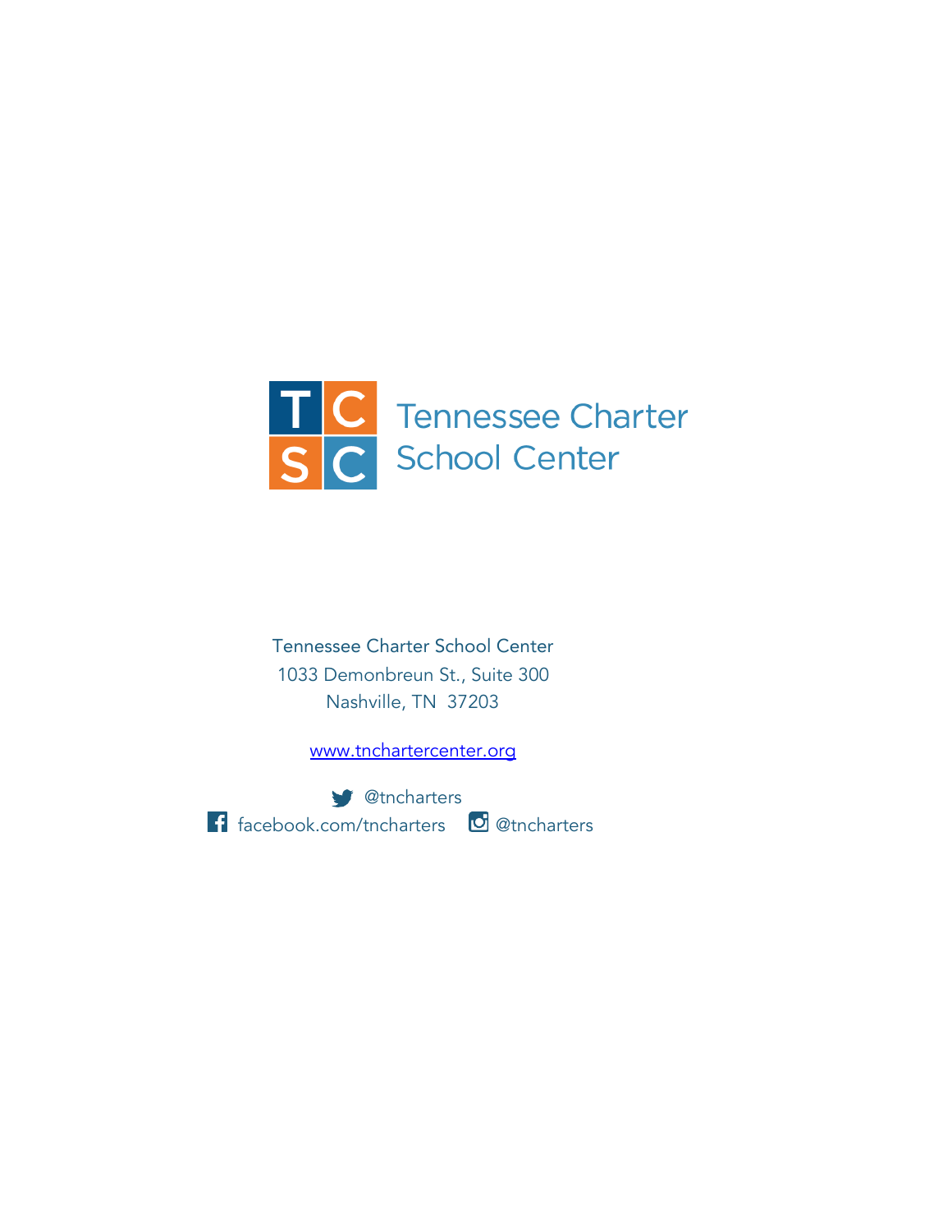Tennessee Charter School Center

Tennessee Charter School Center
1033 Demonbreun St., Suite 300
Nashville, TN 37203

www.tnchartercenter.org

@tncharters
facebook.com/tncharters @tncharters